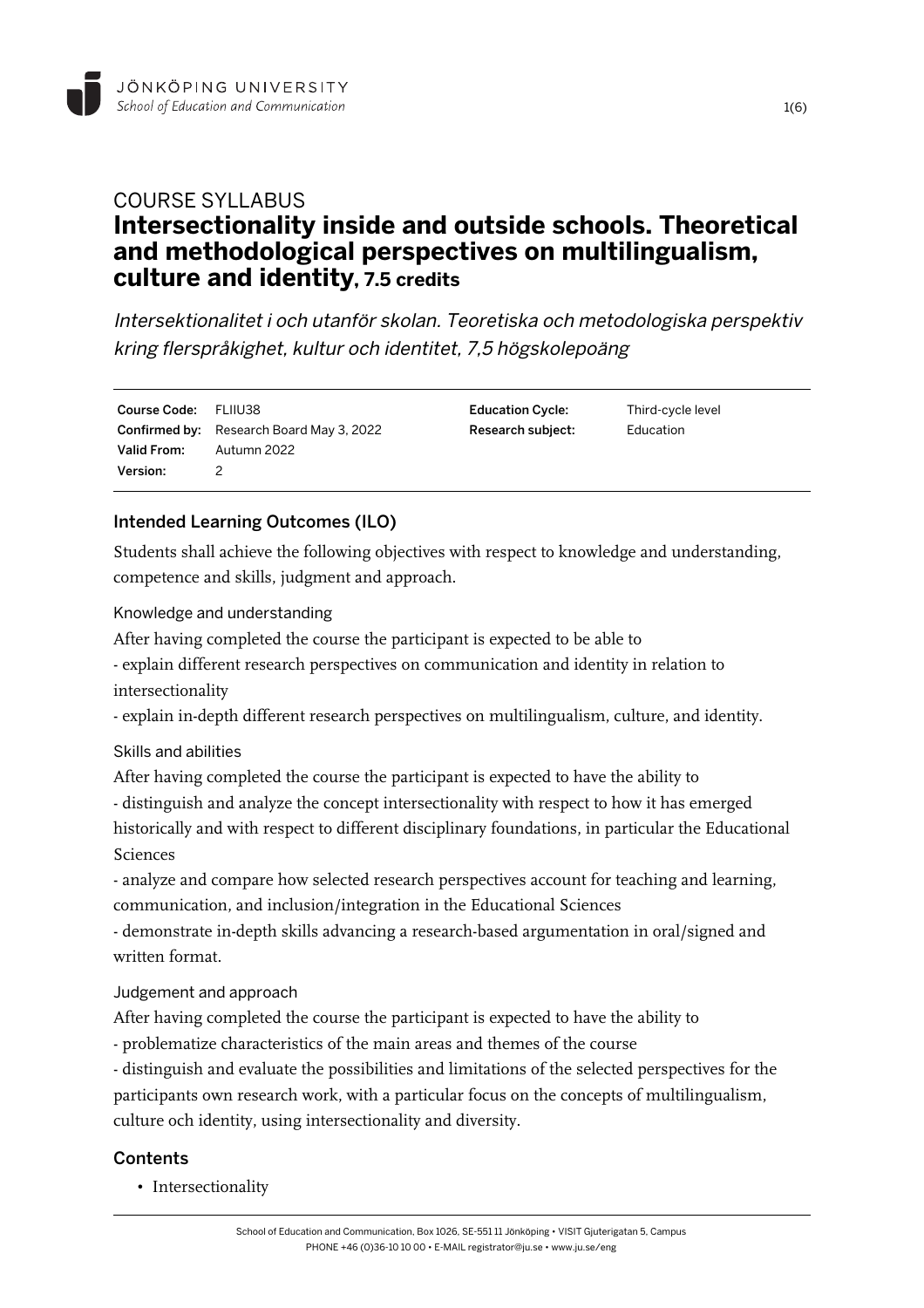JÖNKÖPING UNIVERSITY
*School of Education and Communication*

# COURSE SYLLABUS
# Intersectionality inside and outside schools. Theoretical and methodological perspectives on multilingualism, culture and identity, 7.5 credits

*Intersektionalitet i och utanför skolan. Teoretiska och metodologiska perspektiv kring flerspråkighet, kultur och identitet, 7,5 högskolepoäng*

| | | | |
|---|---|---|---|
| **Course Code:** | FLIIU38 | **Education Cycle:** | Third-cycle level |
| **Confirmed by:** | Research Board May 3, 2022 | **Research subject:** | Education |
| **Valid From:** | Autumn 2022 | | |
| **Version:** | 2 | | |

## Intended Learning Outcomes (ILO)

Students shall achieve the following objectives with respect to knowledge and understanding, competence and skills, judgment and approach.

### Knowledge and understanding

After having completed the course the participant is expected to be able to
- explain different research perspectives on communication and identity in relation to intersectionality
- explain in-depth different research perspectives on multilingualism, culture, and identity.

### Skills and abilities

After having completed the course the participant is expected to have the ability to
- distinguish and analyze the concept intersectionality with respect to how it has emerged historically and with respect to different disciplinary foundations, in particular the Educational Sciences
- analyze and compare how selected research perspectives account for teaching and learning, communication, and inclusion/integration in the Educational Sciences
- demonstrate in-depth skills advancing a research-based argumentation in oral/signed and written format.

### Judgement and approach

After having completed the course the participant is expected to have the ability to
- problematize characteristics of the main areas and themes of the course
- distinguish and evaluate the possibilities and limitations of the selected perspectives for the participants own research work, with a particular focus on the concepts of multilingualism, culture och identity, using intersectionality and diversity.

## Contents

- Intersectionality

School of Education and Communication, Box 1026, SE-551 11 Jönköping • VISIT Gjuterigatan 5, Campus
PHONE +46 (0)36-10 10 00 • E-MAIL registrator@ju.se • www.ju.se/eng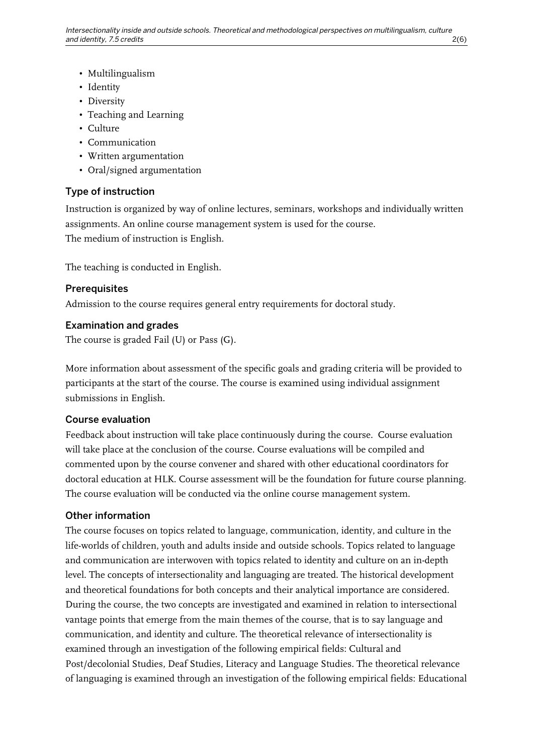- Multilingualism
- Identity
- Diversity
- Teaching and Learning
- Culture
- Communication
- Written argumentation
- Oral/signed argumentation

## Type of instruction

Instruction is organized by way of online lectures, seminars, workshops and individually written assignments. An online course management system is used for the course.
The medium of instruction is English.

The teaching is conducted in English.

## Prerequisites

Admission to the course requires general entry requirements for doctoral study.

## Examination and grades

The course is graded Fail (U) or Pass (G).

More information about assessment of the specific goals and grading criteria will be provided to participants at the start of the course. The course is examined using individual assignment submissions in English.

## Course evaluation

Feedback about instruction will take place continuously during the course. Course evaluation will take place at the conclusion of the course. Course evaluations will be compiled and commented upon by the course convener and shared with other educational coordinators for doctoral education at HLK. Course assessment will be the foundation for future course planning. The course evaluation will be conducted via the online course management system.

## Other information

The course focuses on topics related to language, communication, identity, and culture in the life-worlds of children, youth and adults inside and outside schools. Topics related to language and communication are interwoven with topics related to identity and culture on an in-depth level. The concepts of intersectionality and languaging are treated. The historical development and theoretical foundations for both concepts and their analytical importance are considered. During the course, the two concepts are investigated and examined in relation to intersectional vantage points that emerge from the main themes of the course, that is to say language and communication, and identity and culture. The theoretical relevance of intersectionality is examined through an investigation of the following empirical fields: Cultural and Post/decolonial Studies, Deaf Studies, Literacy and Language Studies. The theoretical relevance of languaging is examined through an investigation of the following empirical fields: Educational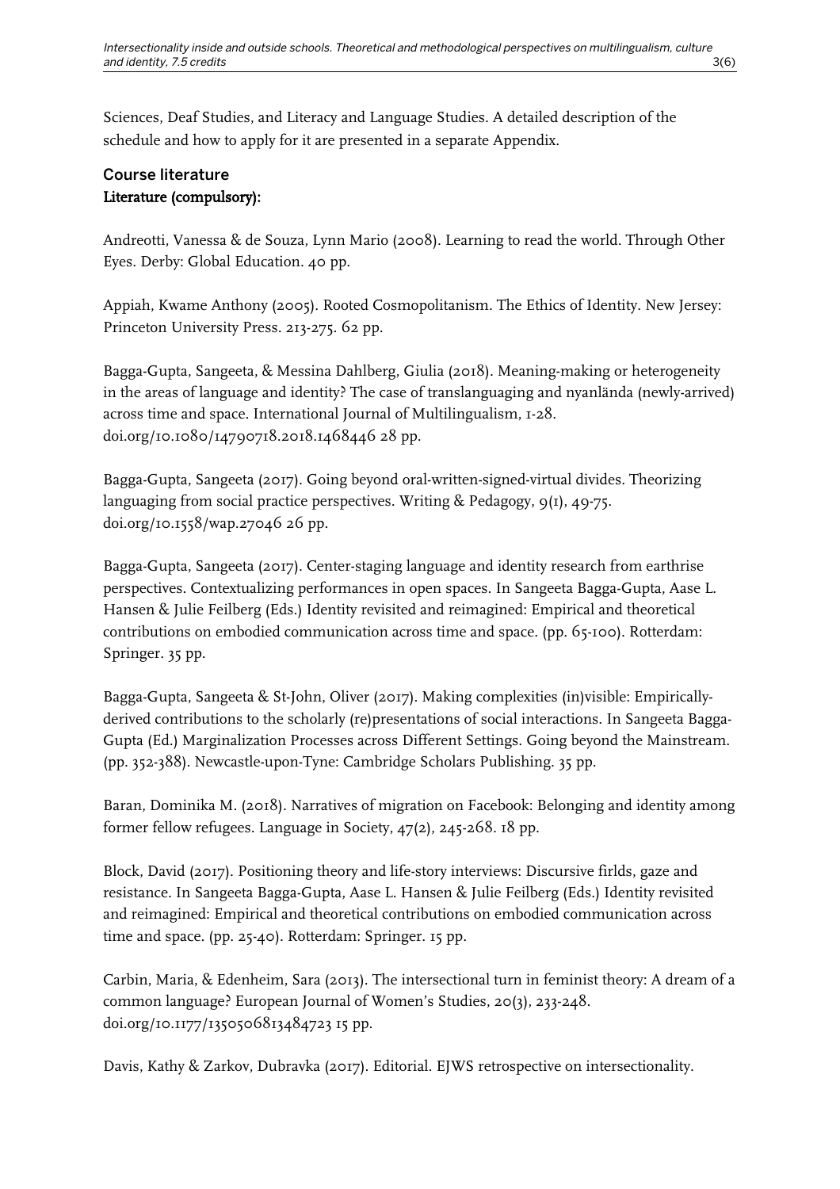Sciences, Deaf Studies, and Literacy and Language Studies. A detailed description of the schedule and how to apply for it are presented in a separate Appendix.

## Course literature

### Literature (compulsory):

Andreotti, Vanessa & de Souza, Lynn Mario (2008). Learning to read the world. Through Other Eyes. Derby: Global Education. 40 pp.

Appiah, Kwame Anthony (2005). Rooted Cosmopolitanism. The Ethics of Identity. New Jersey: Princeton University Press. 213-275. 62 pp.

Bagga-Gupta, Sangeeta, & Messina Dahlberg, Giulia (2018). Meaning-making or heterogeneity in the areas of language and identity? The case of translanguaging and nyanlända (newly-arrived) across time and space. International Journal of Multilingualism, 1-28. doi.org/10.1080/14790718.2018.1468446 28 pp.

Bagga-Gupta, Sangeeta (2017). Going beyond oral-written-signed-virtual divides. Theorizing languaging from social practice perspectives. Writing & Pedagogy, 9(1), 49-75. doi.org/10.1558/wap.27046 26 pp.

Bagga-Gupta, Sangeeta (2017). Center-staging language and identity research from earthrise perspectives. Contextualizing performances in open spaces. In Sangeeta Bagga-Gupta, Aase L. Hansen & Julie Feilberg (Eds.) Identity revisited and reimagined: Empirical and theoretical contributions on embodied communication across time and space. (pp. 65-100). Rotterdam: Springer. 35 pp.

Bagga-Gupta, Sangeeta & St-John, Oliver (2017). Making complexities (in)visible: Empirically-derived contributions to the scholarly (re)presentations of social interactions. In Sangeeta Bagga-Gupta (Ed.) Marginalization Processes across Different Settings. Going beyond the Mainstream. (pp. 352-388). Newcastle-upon-Tyne: Cambridge Scholars Publishing. 35 pp.

Baran, Dominika M. (2018). Narratives of migration on Facebook: Belonging and identity among former fellow refugees. Language in Society, 47(2), 245-268. 18 pp.

Block, David (2017). Positioning theory and life-story interviews: Discursive firlds, gaze and resistance. In Sangeeta Bagga-Gupta, Aase L. Hansen & Julie Feilberg (Eds.) Identity revisited and reimagined: Empirical and theoretical contributions on embodied communication across time and space. (pp. 25-40). Rotterdam: Springer. 15 pp.

Carbin, Maria, & Edenheim, Sara (2013). The intersectional turn in feminist theory: A dream of a common language? European Journal of Women's Studies, 20(3), 233-248. doi.org/10.1177/1350506813484723 15 pp.

Davis, Kathy & Zarkov, Dubravka (2017). Editorial. EJWS retrospective on intersectionality.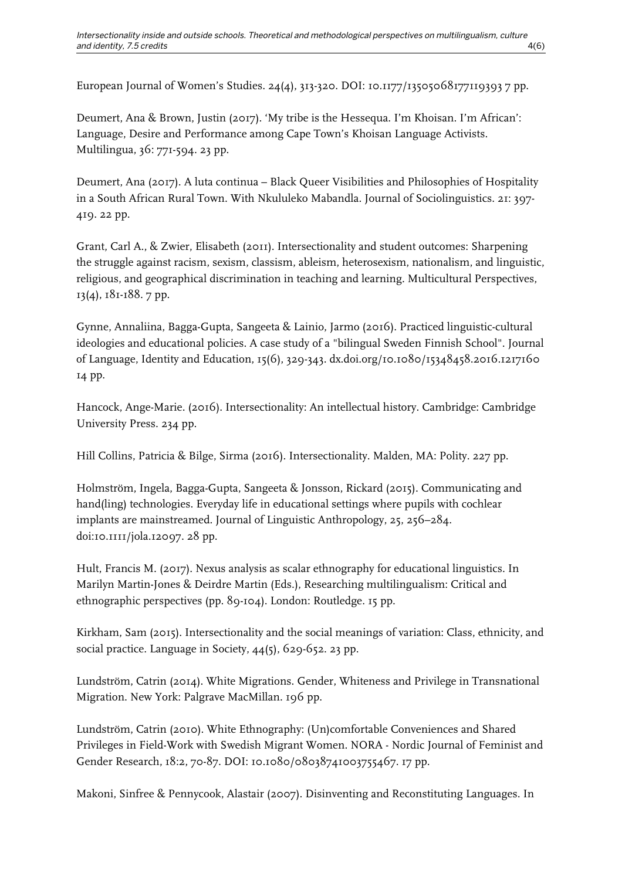European Journal of Women's Studies. 24(4), 313-320. DOI: 10.1177/1350506817719393 7 pp.

Deumert, Ana & Brown, Justin (2017). 'My tribe is the Hessequa. I'm Khoisan. I'm African': Language, Desire and Performance among Cape Town's Khoisan Language Activists. Multilingua, 36: 771-594. 23 pp.

Deumert, Ana (2017). A luta continua – Black Queer Visibilities and Philosophies of Hospitality in a South African Rural Town. With Nkululeko Mabandla. Journal of Sociolinguistics. 21: 397-419. 22 pp.

Grant, Carl A., & Zwier, Elisabeth (2011). Intersectionality and student outcomes: Sharpening the struggle against racism, sexism, classism, ableism, heterosexism, nationalism, and linguistic, religious, and geographical discrimination in teaching and learning. Multicultural Perspectives, 13(4), 181-188. 7 pp.

Gynne, Annaliina, Bagga-Gupta, Sangeeta & Lainio, Jarmo (2016). Practiced linguistic-cultural ideologies and educational policies. A case study of a "bilingual Sweden Finnish School". Journal of Language, Identity and Education, 15(6), 329-343. dx.doi.org/10.1080/15348458.2016.1217160 14 pp.

Hancock, Ange-Marie. (2016). Intersectionality: An intellectual history. Cambridge: Cambridge University Press. 234 pp.

Hill Collins, Patricia & Bilge, Sirma (2016). Intersectionality. Malden, MA: Polity. 227 pp.

Holmström, Ingela, Bagga-Gupta, Sangeeta & Jonsson, Rickard (2015). Communicating and hand(ling) technologies. Everyday life in educational settings where pupils with cochlear implants are mainstreamed. Journal of Linguistic Anthropology, 25, 256–284. doi:10.1111/jola.12097. 28 pp.

Hult, Francis M. (2017). Nexus analysis as scalar ethnography for educational linguistics. In Marilyn Martin-Jones & Deirdre Martin (Eds.), Researching multilingualism: Critical and ethnographic perspectives (pp. 89-104). London: Routledge. 15 pp.

Kirkham, Sam (2015). Intersectionality and the social meanings of variation: Class, ethnicity, and social practice. Language in Society, 44(5), 629-652. 23 pp.

Lundström, Catrin (2014). White Migrations. Gender, Whiteness and Privilege in Transnational Migration. New York: Palgrave MacMillan. 196 pp.

Lundström, Catrin (2010). White Ethnography: (Un)comfortable Conveniences and Shared Privileges in Field-Work with Swedish Migrant Women. NORA - Nordic Journal of Feminist and Gender Research, 18:2, 70-87. DOI: 10.1080/08038741003755467. 17 pp.

Makoni, Sinfree & Pennycook, Alastair (2007). Disinventing and Reconstituting Languages. In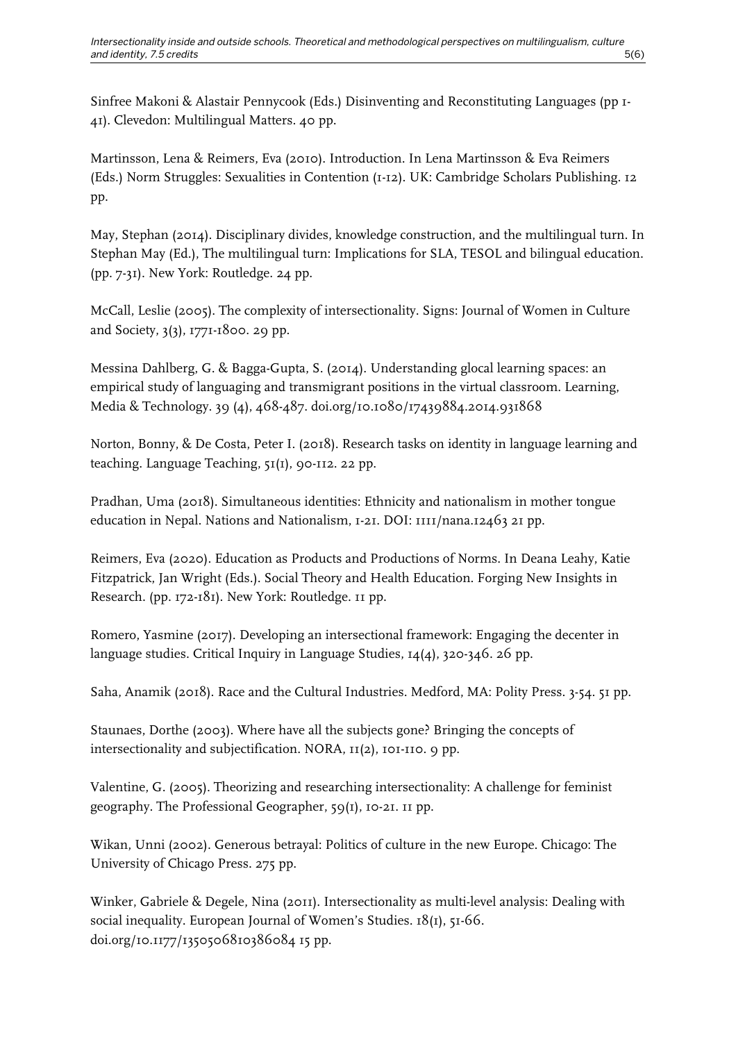Sinfree Makoni & Alastair Pennycook (Eds.) Disinventing and Reconstituting Languages (pp 1-41). Clevedon: Multilingual Matters. 40 pp.

Martinsson, Lena & Reimers, Eva (2010). Introduction. In Lena Martinsson & Eva Reimers (Eds.) Norm Struggles: Sexualities in Contention (1-12). UK: Cambridge Scholars Publishing. 12 pp.

May, Stephan (2014). Disciplinary divides, knowledge construction, and the multilingual turn. In Stephan May (Ed.), The multilingual turn: Implications for SLA, TESOL and bilingual education. (pp. 7-31). New York: Routledge. 24 pp.

McCall, Leslie (2005). The complexity of intersectionality. Signs: Journal of Women in Culture and Society, 3(3), 1771-1800. 29 pp.

Messina Dahlberg, G. & Bagga-Gupta, S. (2014). Understanding glocal learning spaces: an empirical study of languaging and transmigrant positions in the virtual classroom. Learning, Media & Technology. 39 (4), 468-487. doi.org/10.1080/17439884.2014.931868

Norton, Bonny, & De Costa, Peter I. (2018). Research tasks on identity in language learning and teaching. Language Teaching, 51(1), 90-112. 22 pp.

Pradhan, Uma (2018). Simultaneous identities: Ethnicity and nationalism in mother tongue education in Nepal. Nations and Nationalism, 1-21. DOI: 1111/nana.12463 21 pp.

Reimers, Eva (2020). Education as Products and Productions of Norms. In Deana Leahy, Katie Fitzpatrick, Jan Wright (Eds.). Social Theory and Health Education. Forging New Insights in Research. (pp. 172-181). New York: Routledge. 11 pp.

Romero, Yasmine (2017). Developing an intersectional framework: Engaging the decenter in language studies. Critical Inquiry in Language Studies, 14(4), 320-346. 26 pp.

Saha, Anamik (2018). Race and the Cultural Industries. Medford, MA: Polity Press. 3-54. 51 pp.

Staunaes, Dorthe (2003). Where have all the subjects gone? Bringing the concepts of intersectionality and subjectification. NORA, 11(2), 101-110. 9 pp.

Valentine, G. (2005). Theorizing and researching intersectionality: A challenge for feminist geography. The Professional Geographer, 59(1), 10-21. 11 pp.

Wikan, Unni (2002). Generous betrayal: Politics of culture in the new Europe. Chicago: The University of Chicago Press. 275 pp.

Winker, Gabriele & Degele, Nina (2011). Intersectionality as multi-level analysis: Dealing with social inequality. European Journal of Women's Studies. 18(1), 51-66. doi.org/10.1177/1350506810386084 15 pp.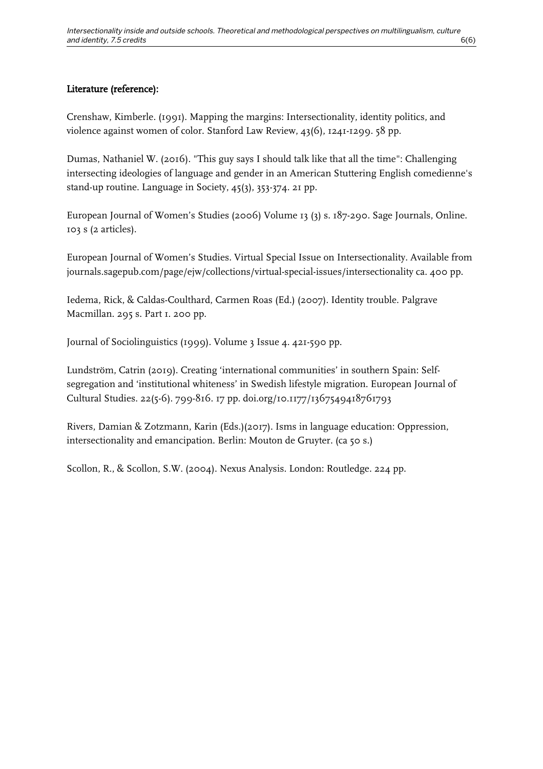**Literature (reference):**

Crenshaw, Kimberle. (1991). Mapping the margins: Intersectionality, identity politics, and violence against women of color. Stanford Law Review, 43(6), 1241-1299. 58 pp.

Dumas, Nathaniel W. (2016). "This guy says I should talk like that all the time": Challenging intersecting ideologies of language and gender in an American Stuttering English comedienne's stand-up routine. Language in Society, 45(3), 353-374. 21 pp.

European Journal of Women's Studies (2006) Volume 13 (3) s. 187-290. Sage Journals, Online. 103 s (2 articles).

European Journal of Women's Studies. Virtual Special Issue on Intersectionality. Available from journals.sagepub.com/page/ejw/collections/virtual-special-issues/intersectionality ca. 400 pp.

Iedema, Rick, & Caldas-Coulthard, Carmen Roas (Ed.) (2007). Identity trouble. Palgrave Macmillan. 295 s. Part 1. 200 pp.

Journal of Sociolinguistics (1999). Volume 3 Issue 4. 421-590 pp.

Lundström, Catrin (2019). Creating 'international communities' in southern Spain: Self-segregation and 'institutional whiteness' in Swedish lifestyle migration. European Journal of Cultural Studies. 22(5-6). 799-816. 17 pp. doi.org/10.1177/1367549418761793

Rivers, Damian & Zotzmann, Karin (Eds.)(2017). Isms in language education: Oppression, intersectionality and emancipation. Berlin: Mouton de Gruyter. (ca 50 s.)

Scollon, R., & Scollon, S.W. (2004). Nexus Analysis. London: Routledge. 224 pp.